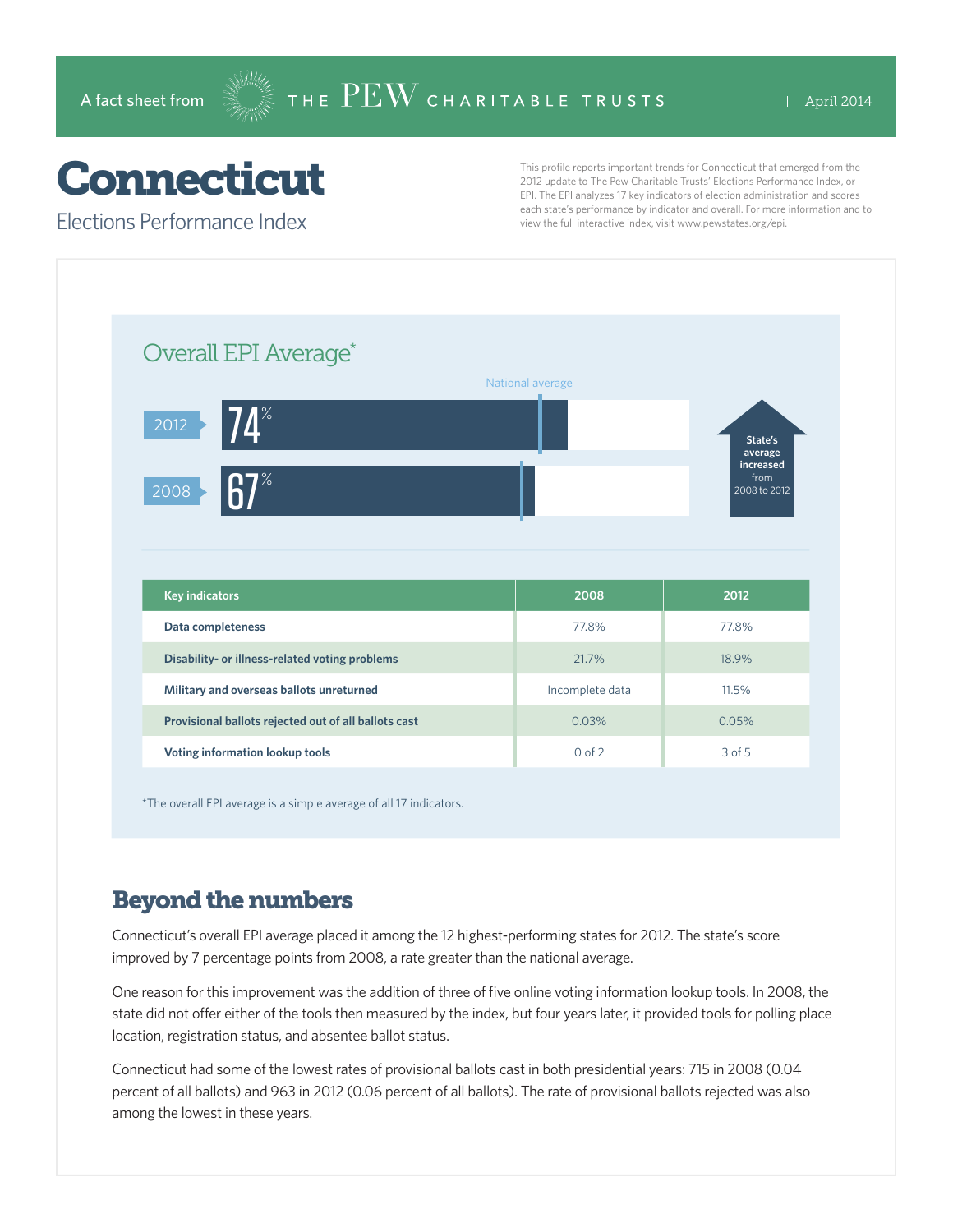A fact sheet from THE PEW CHARITABLE TRUSTS | April 2014

# Connecticut

## Elections Performance Index

This profile reports important trends for Connecticut that emerged from the 2012 update to The Pew Charitable Trusts' Elections Performance Index, or EPI. The EPI analyzes 17 key indicators of election administration and scores each state's performance by indicator and overall. For more information and to view the full interactive index, visit www.pewstates.org/epi.

### Overall EPI Average*

National average

2012: 74%

2008: 67%

State's average increased from 2008 to 2012

| Key indicators | 2008 | 2012 |
|---|---|---|
| Data completeness | 77.8% | 77.8% |
| Disability- or illness-related voting problems | 21.7% | 18.9% |
| Military and overseas ballots unreturned | Incomplete data | 11.5% |
| Provisional ballots rejected out of all ballots cast | 0.03% | 0.05% |
| Voting information lookup tools | 0 of 2 | 3 of 5 |

*The overall EPI average is a simple average of all 17 indicators.

## Beyond the numbers

Connecticut's overall EPI average placed it among the 12 highest-performing states for 2012. The state's score improved by 7 percentage points from 2008, a rate greater than the national average.

One reason for this improvement was the addition of three of five online voting information lookup tools. In 2008, the state did not offer either of the tools then measured by the index, but four years later, it provided tools for polling place location, registration status, and absentee ballot status.

Connecticut had some of the lowest rates of provisional ballots cast in both presidential years: 715 in 2008 (0.04 percent of all ballots) and 963 in 2012 (0.06 percent of all ballots). The rate of provisional ballots rejected was also among the lowest in these years.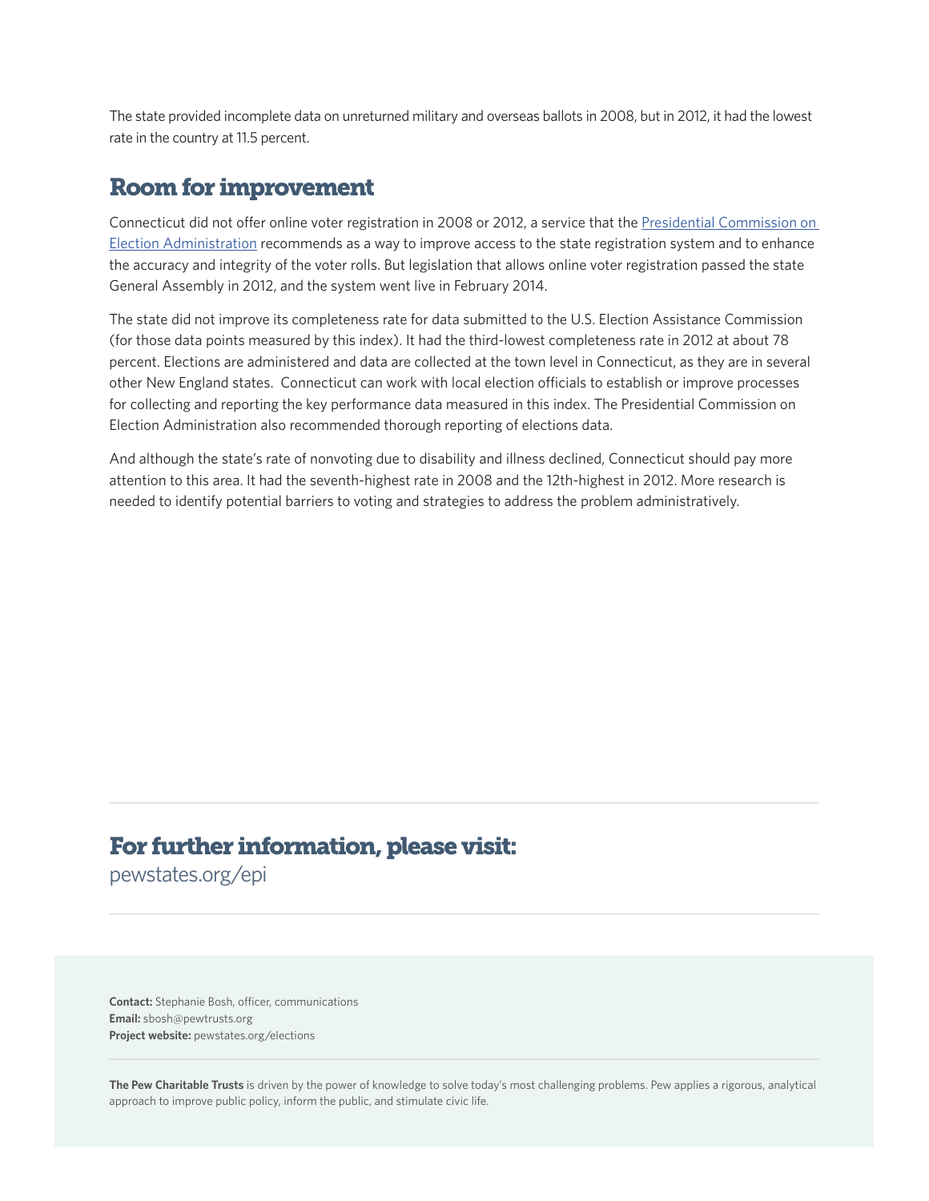The state provided incomplete data on unreturned military and overseas ballots in 2008, but in 2012, it had the lowest rate in the country at 11.5 percent.

## Room for improvement

Connecticut did not offer online voter registration in 2008 or 2012, a service that the Presidential Commission on Election Administration recommends as a way to improve access to the state registration system and to enhance the accuracy and integrity of the voter rolls. But legislation that allows online voter registration passed the state General Assembly in 2012, and the system went live in February 2014.

The state did not improve its completeness rate for data submitted to the U.S. Election Assistance Commission (for those data points measured by this index). It had the third-lowest completeness rate in 2012 at about 78 percent. Elections are administered and data are collected at the town level in Connecticut, as they are in several other New England states. Connecticut can work with local election officials to establish or improve processes for collecting and reporting the key performance data measured in this index. The Presidential Commission on Election Administration also recommended thorough reporting of elections data.

And although the state's rate of nonvoting due to disability and illness declined, Connecticut should pay more attention to this area. It had the seventh-highest rate in 2008 and the 12th-highest in 2012. More research is needed to identify potential barriers to voting and strategies to address the problem administratively.

## For further information, please visit:

pewstates.org/epi

**Contact:** Stephanie Bosh, officer, communications
**Email:** sbosh@pewtrusts.org
**Project website:** pewstates.org/elections

**The Pew Charitable Trusts** is driven by the power of knowledge to solve today's most challenging problems. Pew applies a rigorous, analytical approach to improve public policy, inform the public, and stimulate civic life.